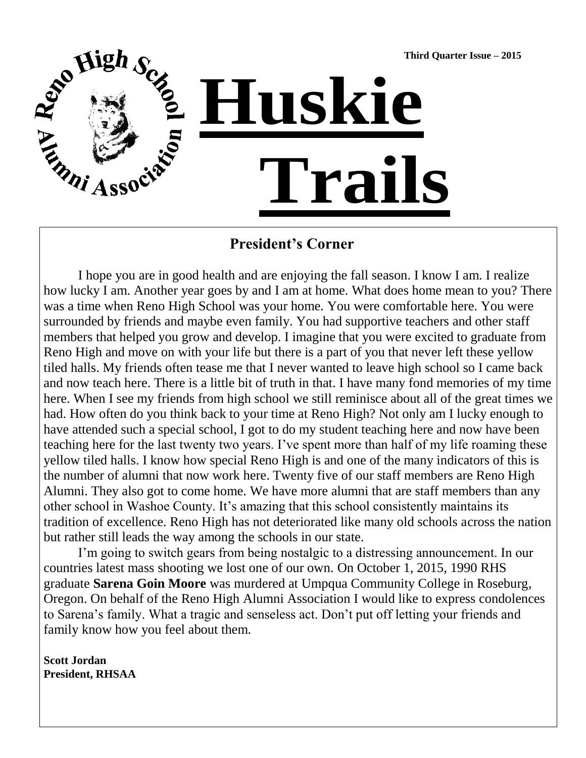Third Quarter Issue – 2015

Reno High School Alumni Association

# Huskie Trails

## President's Corner

I hope you are in good health and are enjoying the fall season. I know I am. I realize how lucky I am. Another year goes by and I am at home. What does home mean to you? There was a time when Reno High School was your home. You were comfortable here. You were surrounded by friends and maybe even family. You had supportive teachers and other staff members that helped you grow and develop. I imagine that you were excited to graduate from Reno High and move on with your life but there is a part of you that never left these yellow tiled halls. My friends often tease me that I never wanted to leave high school so I came back and now teach here. There is a little bit of truth in that. I have many fond memories of my time here. When I see my friends from high school we still reminisce about all of the great times we had. How often do you think back to your time at Reno High? Not only am I lucky enough to have attended such a special school, I got to do my student teaching here and now have been teaching here for the last twenty two years. I've spent more than half of my life roaming these yellow tiled halls. I know how special Reno High is and one of the many indicators of this is the number of alumni that now work here. Twenty five of our staff members are Reno High Alumni. They also got to come home. We have more alumni that are staff members than any other school in Washoe County. It's amazing that this school consistently maintains its tradition of excellence. Reno High has not deteriorated like many old schools across the nation but rather still leads the way among the schools in our state.

I'm going to switch gears from being nostalgic to a distressing announcement. In our countries latest mass shooting we lost one of our own. On October 1, 2015, 1990 RHS graduate **Sarena Goin Moore** was murdered at Umpqua Community College in Roseburg, Oregon. On behalf of the Reno High Alumni Association I would like to express condolences to Sarena's family. What a tragic and senseless act. Don't put off letting your friends and family know how you feel about them.

**Scott Jordan**
**President, RHSAA**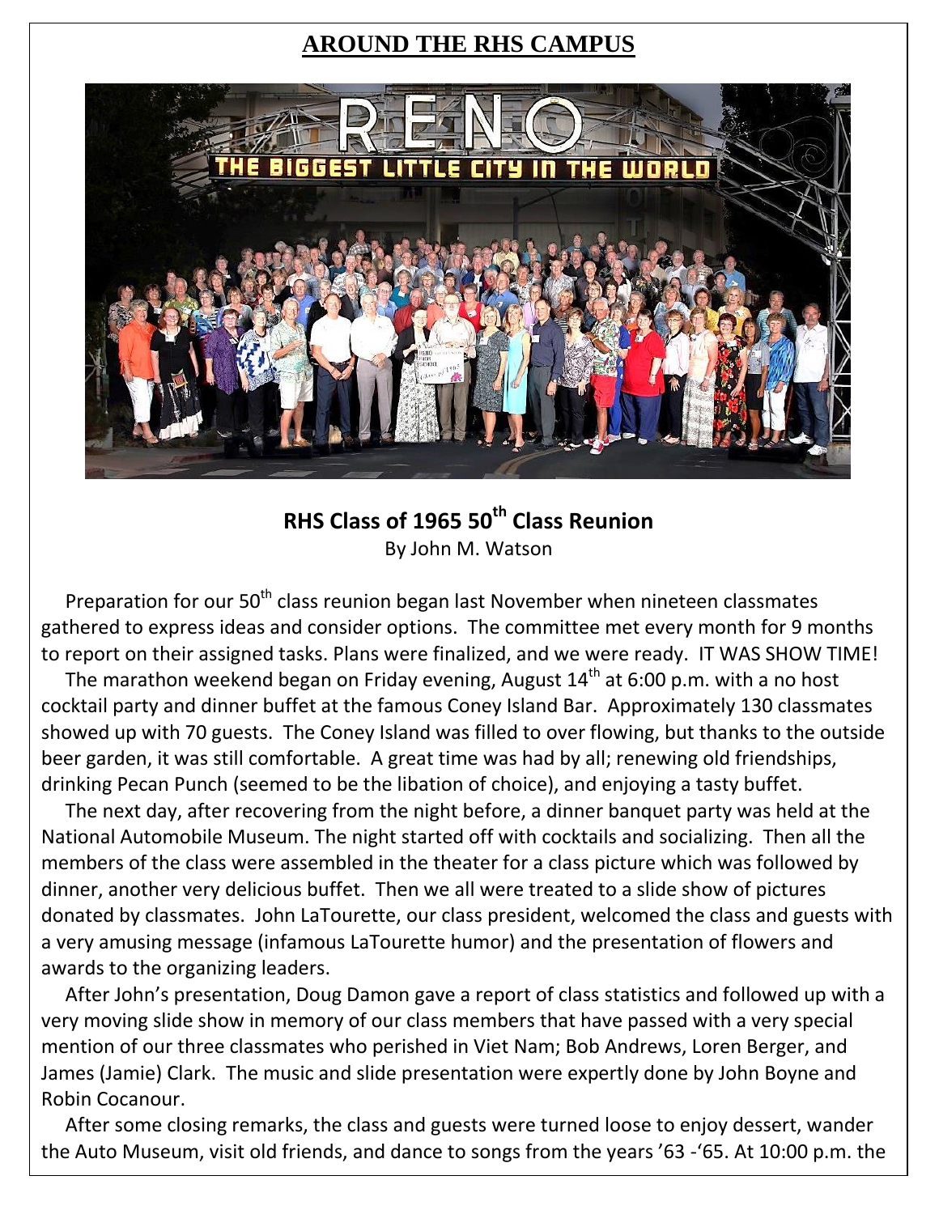## AROUND THE RHS CAMPUS

**RHS Class of 1965 50th Class Reunion**

By John M. Watson

Preparation for our 50th class reunion began last November when nineteen classmates gathered to express ideas and consider options. The committee met every month for 9 months to report on their assigned tasks. Plans were finalized, and we were ready. IT WAS SHOW TIME!

The marathon weekend began on Friday evening, August 14th at 6:00 p.m. with a no host cocktail party and dinner buffet at the famous Coney Island Bar. Approximately 130 classmates showed up with 70 guests. The Coney Island was filled to over flowing, but thanks to the outside beer garden, it was still comfortable. A great time was had by all; renewing old friendships, drinking Pecan Punch (seemed to be the libation of choice), and enjoying a tasty buffet.

The next day, after recovering from the night before, a dinner banquet party was held at the National Automobile Museum. The night started off with cocktails and socializing. Then all the members of the class were assembled in the theater for a class picture which was followed by dinner, another very delicious buffet. Then we all were treated to a slide show of pictures donated by classmates. John LaTourette, our class president, welcomed the class and guests with a very amusing message (infamous LaTourette humor) and the presentation of flowers and awards to the organizing leaders.

After John's presentation, Doug Damon gave a report of class statistics and followed up with a very moving slide show in memory of our class members that have passed with a very special mention of our three classmates who perished in Viet Nam; Bob Andrews, Loren Berger, and James (Jamie) Clark. The music and slide presentation were expertly done by John Boyne and Robin Cocanour.

After some closing remarks, the class and guests were turned loose to enjoy dessert, wander the Auto Museum, visit old friends, and dance to songs from the years '63 -'65. At 10:00 p.m. the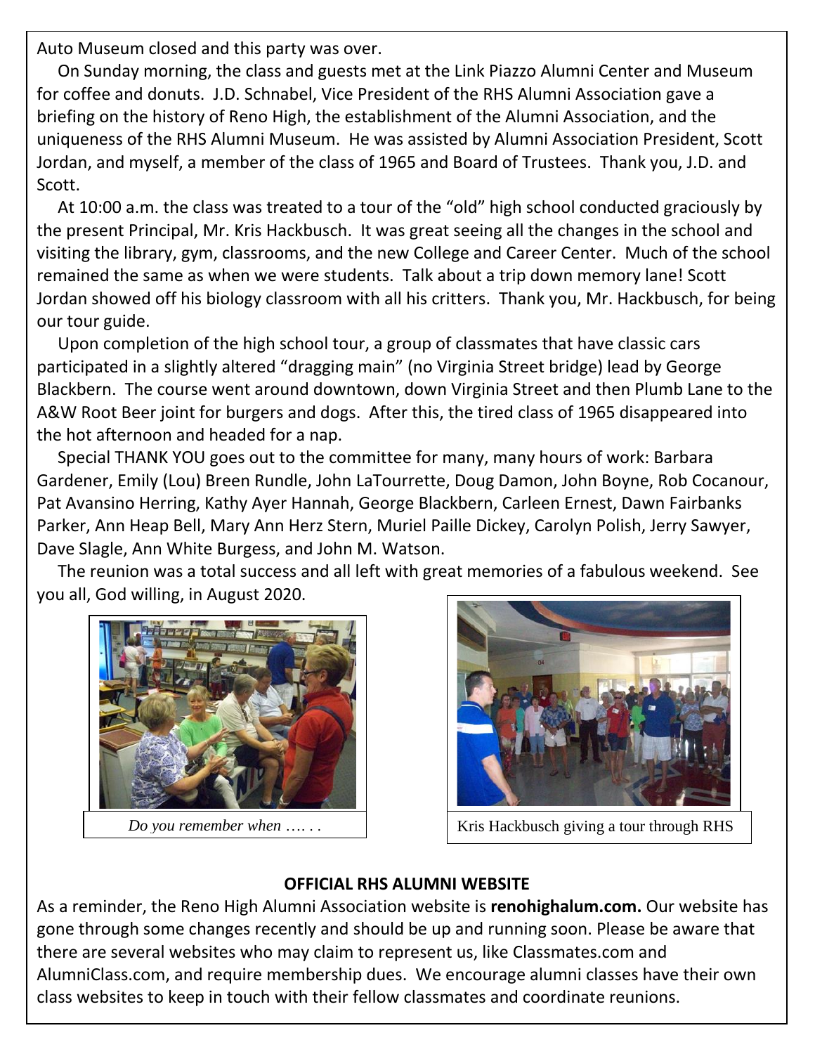Auto Museum closed and this party was over.

On Sunday morning, the class and guests met at the Link Piazzo Alumni Center and Museum for coffee and donuts. J.D. Schnabel, Vice President of the RHS Alumni Association gave a briefing on the history of Reno High, the establishment of the Alumni Association, and the uniqueness of the RHS Alumni Museum. He was assisted by Alumni Association President, Scott Jordan, and myself, a member of the class of 1965 and Board of Trustees. Thank you, J.D. and Scott.

At 10:00 a.m. the class was treated to a tour of the "old" high school conducted graciously by the present Principal, Mr. Kris Hackbusch. It was great seeing all the changes in the school and visiting the library, gym, classrooms, and the new College and Career Center. Much of the school remained the same as when we were students. Talk about a trip down memory lane! Scott Jordan showed off his biology classroom with all his critters. Thank you, Mr. Hackbusch, for being our tour guide.

Upon completion of the high school tour, a group of classmates that have classic cars participated in a slightly altered "dragging main" (no Virginia Street bridge) lead by George Blackbern. The course went around downtown, down Virginia Street and then Plumb Lane to the A&W Root Beer joint for burgers and dogs. After this, the tired class of 1965 disappeared into the hot afternoon and headed for a nap.

Special THANK YOU goes out to the committee for many, many hours of work: Barbara Gardener, Emily (Lou) Breen Rundle, John LaTourrette, Doug Damon, John Boyne, Rob Cocanour, Pat Avansino Herring, Kathy Ayer Hannah, George Blackbern, Carleen Ernest, Dawn Fairbanks Parker, Ann Heap Bell, Mary Ann Herz Stern, Muriel Paille Dickey, Carolyn Polish, Jerry Sawyer, Dave Slagle, Ann White Burgess, and John M. Watson.

The reunion was a total success and all left with great memories of a fabulous weekend. See you all, God willing, in August 2020.

*Do you remember when …. . .*

Kris Hackbusch giving a tour through RHS

**OFFICIAL RHS ALUMNI WEBSITE**

As a reminder, the Reno High Alumni Association website is **renohighalum.com.** Our website has gone through some changes recently and should be up and running soon. Please be aware that there are several websites who may claim to represent us, like Classmates.com and AlumniClass.com, and require membership dues. We encourage alumni classes have their own class websites to keep in touch with their fellow classmates and coordinate reunions.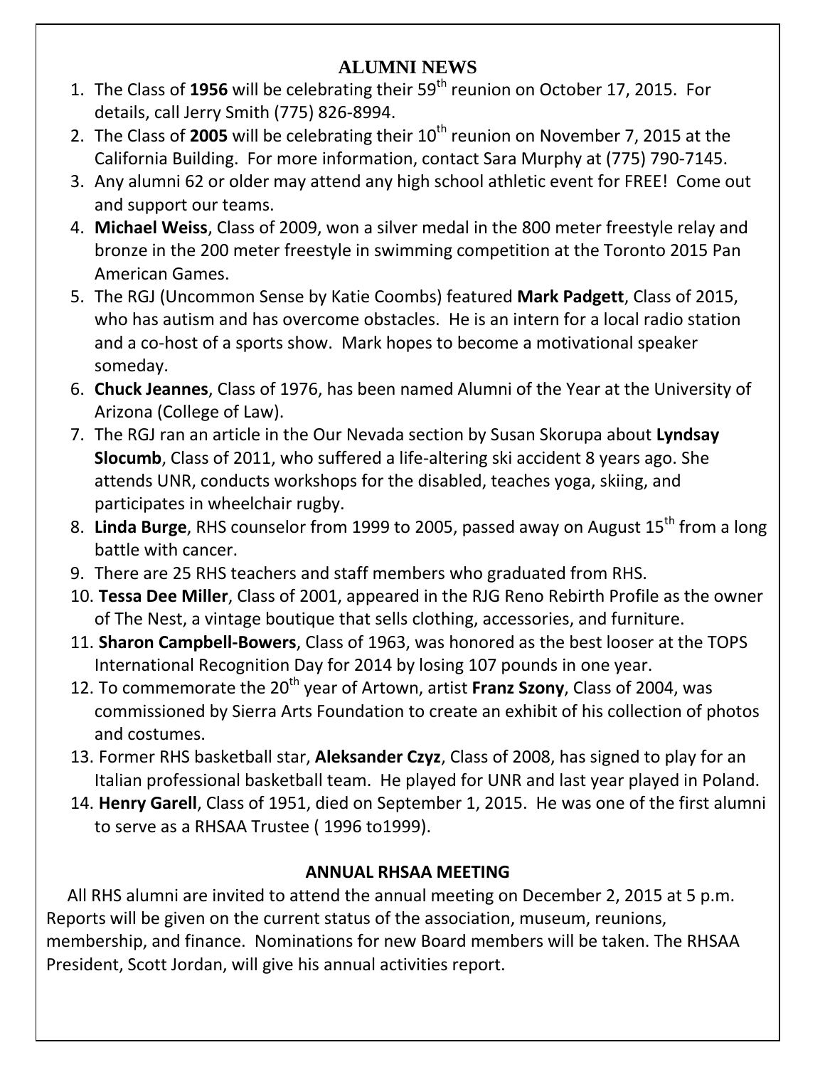## ALUMNI NEWS

1. The Class of **1956** will be celebrating their 59th reunion on October 17, 2015. For details, call Jerry Smith (775) 826-8994.
2. The Class of **2005** will be celebrating their 10th reunion on November 7, 2015 at the California Building. For more information, contact Sara Murphy at (775) 790-7145.
3. Any alumni 62 or older may attend any high school athletic event for FREE! Come out and support our teams.
4. **Michael Weiss**, Class of 2009, won a silver medal in the 800 meter freestyle relay and bronze in the 200 meter freestyle in swimming competition at the Toronto 2015 Pan American Games.
5. The RGJ (Uncommon Sense by Katie Coombs) featured **Mark Padgett**, Class of 2015, who has autism and has overcome obstacles. He is an intern for a local radio station and a co-host of a sports show. Mark hopes to become a motivational speaker someday.
6. **Chuck Jeannes**, Class of 1976, has been named Alumni of the Year at the University of Arizona (College of Law).
7. The RGJ ran an article in the Our Nevada section by Susan Skorupa about **Lyndsay Slocumb**, Class of 2011, who suffered a life-altering ski accident 8 years ago. She attends UNR, conducts workshops for the disabled, teaches yoga, skiing, and participates in wheelchair rugby.
8. **Linda Burge**, RHS counselor from 1999 to 2005, passed away on August 15th from a long battle with cancer.
9. There are 25 RHS teachers and staff members who graduated from RHS.
10. **Tessa Dee Miller**, Class of 2001, appeared in the RJG Reno Rebirth Profile as the owner of The Nest, a vintage boutique that sells clothing, accessories, and furniture.
11. **Sharon Campbell-Bowers**, Class of 1963, was honored as the best looser at the TOPS International Recognition Day for 2014 by losing 107 pounds in one year.
12. To commemorate the 20th year of Artown, artist **Franz Szony**, Class of 2004, was commissioned by Sierra Arts Foundation to create an exhibit of his collection of photos and costumes.
13. Former RHS basketball star, **Aleksander Czyz**, Class of 2008, has signed to play for an Italian professional basketball team. He played for UNR and last year played in Poland.
14. **Henry Garell**, Class of 1951, died on September 1, 2015. He was one of the first alumni to serve as a RHSAA Trustee ( 1996 to1999).

## ANNUAL RHSAA MEETING

All RHS alumni are invited to attend the annual meeting on December 2, 2015 at 5 p.m. Reports will be given on the current status of the association, museum, reunions, membership, and finance. Nominations for new Board members will be taken. The RHSAA President, Scott Jordan, will give his annual activities report.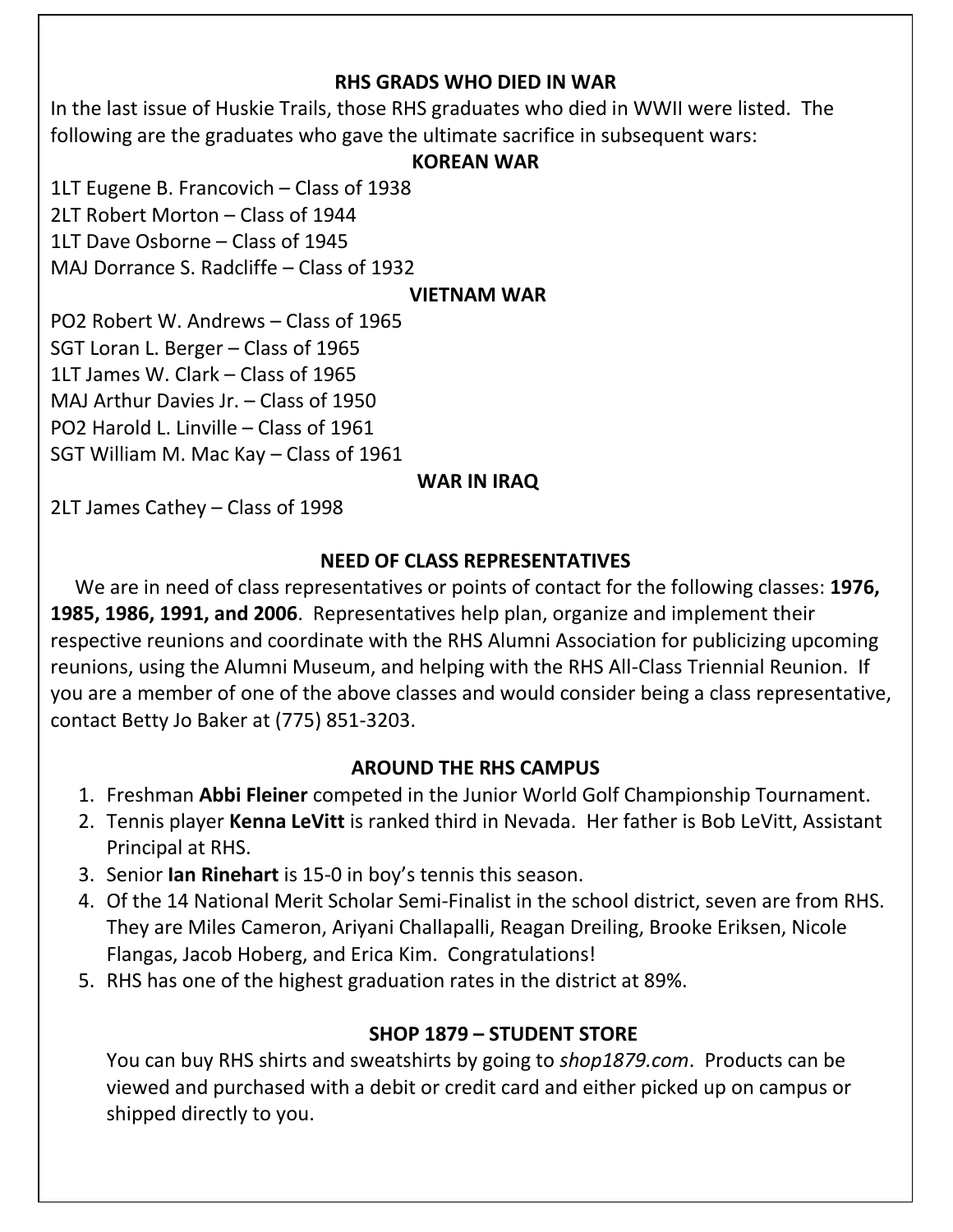## RHS GRADS WHO DIED IN WAR

In the last issue of Huskie Trails, those RHS graduates who died in WWII were listed. The following are the graduates who gave the ultimate sacrifice in subsequent wars:

### KOREAN WAR

1LT Eugene B. Francovich – Class of 1938
2LT Robert Morton – Class of 1944
1LT Dave Osborne – Class of 1945
MAJ Dorrance S. Radcliffe – Class of 1932

### VIETNAM WAR

PO2 Robert W. Andrews – Class of 1965
SGT Loran L. Berger – Class of 1965
1LT James W. Clark – Class of 1965
MAJ Arthur Davies Jr. – Class of 1950
PO2 Harold L. Linville – Class of 1961
SGT William M. Mac Kay – Class of 1961

### WAR IN IRAQ

2LT James Cathey – Class of 1998

## NEED OF CLASS REPRESENTATIVES

We are in need of class representatives or points of contact for the following classes: **1976, 1985, 1986, 1991, and 2006**. Representatives help plan, organize and implement their respective reunions and coordinate with the RHS Alumni Association for publicizing upcoming reunions, using the Alumni Museum, and helping with the RHS All-Class Triennial Reunion. If you are a member of one of the above classes and would consider being a class representative, contact Betty Jo Baker at (775) 851-3203.

## AROUND THE RHS CAMPUS

1. Freshman **Abbi Fleiner** competed in the Junior World Golf Championship Tournament.
2. Tennis player **Kenna LeVitt** is ranked third in Nevada. Her father is Bob LeVitt, Assistant Principal at RHS.
3. Senior **Ian Rinehart** is 15-0 in boy's tennis this season.
4. Of the 14 National Merit Scholar Semi-Finalist in the school district, seven are from RHS. They are Miles Cameron, Ariyani Challapalli, Reagan Dreiling, Brooke Eriksen, Nicole Flangas, Jacob Hoberg, and Erica Kim. Congratulations!
5. RHS has one of the highest graduation rates in the district at 89%.

## SHOP 1879 – STUDENT STORE

You can buy RHS shirts and sweatshirts by going to *shop1879.com*. Products can be viewed and purchased with a debit or credit card and either picked up on campus or shipped directly to you.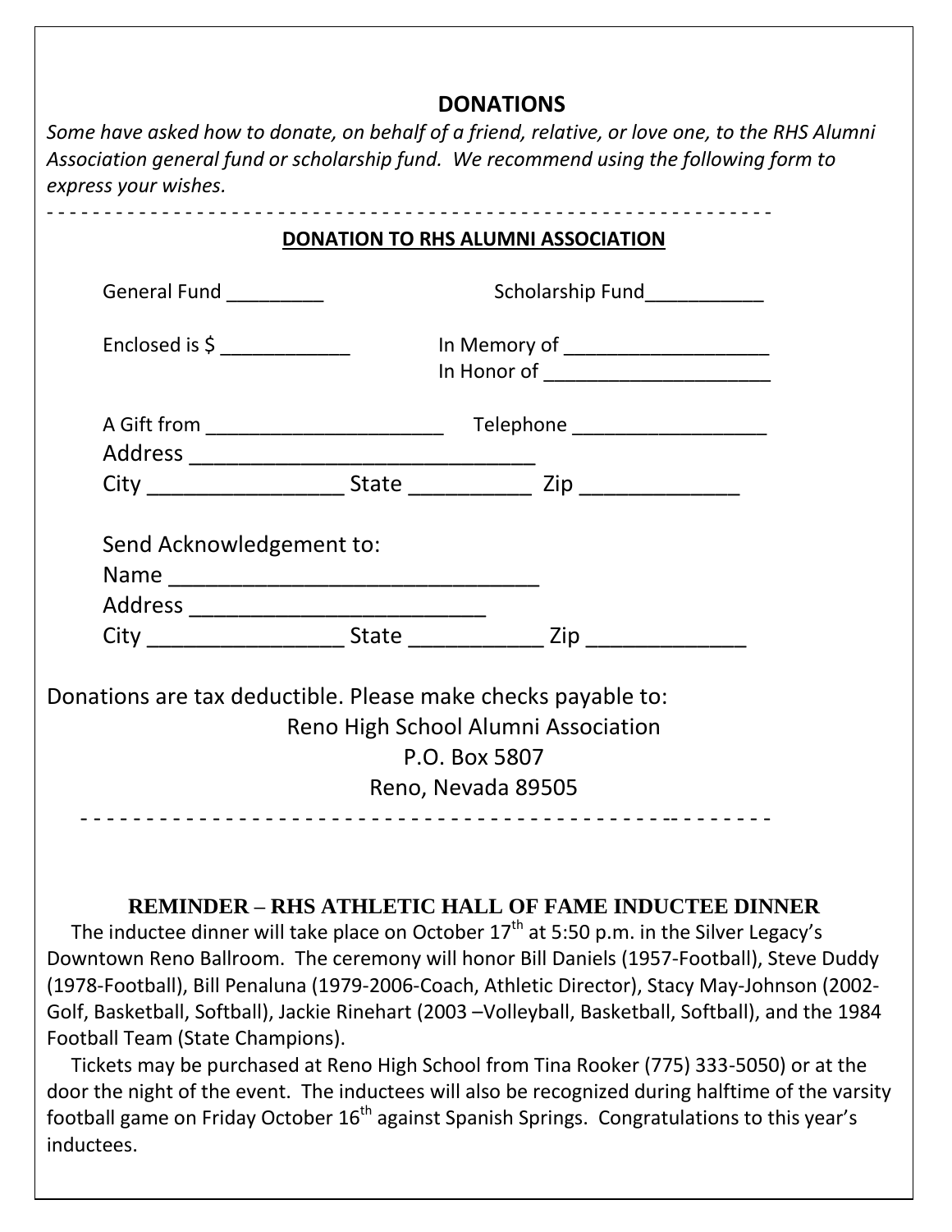## DONATIONS

*Some have asked how to donate, on behalf of a friend, relative, or love one, to the RHS Alumni Association general fund or scholarship fund. We recommend using the following form to express your wishes.*

- - - - - - - - - - - - - - - - - - - - - - - - - - - - - - - - - - - - - - - - - - - - - - - - - - - - - - - - - - - - - -

**DONATION TO RHS ALUMNI ASSOCIATION**

General Fund _________ Scholarship Fund___________

Enclosed is $ ____________ In Memory of ___________________
In Honor of _____________________

A Gift from ______________________ Telephone __________________
Address ______________________________
City _________________ State __________ Zip ______________

Send Acknowledgement to:
Name _______________________________
Address _________________________
City _________________ State ___________ Zip _____________

Donations are tax deductible. Please make checks payable to:

Reno High School Alumni Association
P.O. Box 5807
Reno, Nevada 89505

- - - - - - - - - - - - - - - - - - - - - - - - - - - - - - - - - - - - - - - - - - - - - - - - - - - - -

### REMINDER – RHS ATHLETIC HALL OF FAME INDUCTEE DINNER

The inductee dinner will take place on October 17th at 5:50 p.m. in the Silver Legacy's Downtown Reno Ballroom. The ceremony will honor Bill Daniels (1957-Football), Steve Duddy (1978-Football), Bill Penaluna (1979-2006-Coach, Athletic Director), Stacy May-Johnson (2002-Golf, Basketball, Softball), Jackie Rinehart (2003 –Volleyball, Basketball, Softball), and the 1984 Football Team (State Champions).

Tickets may be purchased at Reno High School from Tina Rooker (775) 333-5050) or at the door the night of the event. The inductees will also be recognized during halftime of the varsity football game on Friday October 16th against Spanish Springs. Congratulations to this year's inductees.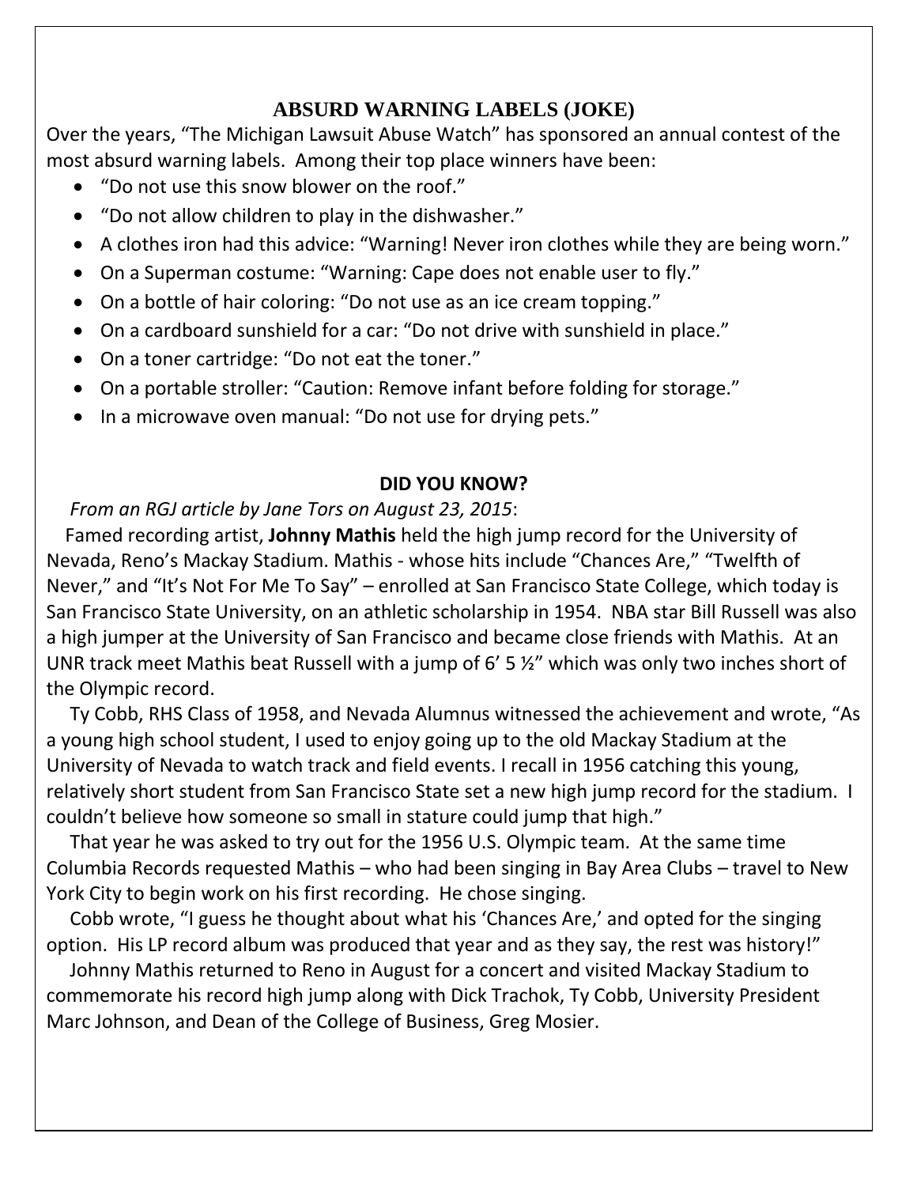## ABSURD WARNING LABELS (JOKE)

Over the years, "The Michigan Lawsuit Abuse Watch" has sponsored an annual contest of the most absurd warning labels. Among their top place winners have been:

- "Do not use this snow blower on the roof."
- "Do not allow children to play in the dishwasher."
- A clothes iron had this advice: "Warning! Never iron clothes while they are being worn."
- On a Superman costume: "Warning: Cape does not enable user to fly."
- On a bottle of hair coloring: "Do not use as an ice cream topping."
- On a cardboard sunshield for a car: "Do not drive with sunshield in place."
- On a toner cartridge: "Do not eat the toner."
- On a portable stroller: "Caution: Remove infant before folding for storage."
- In a microwave oven manual: "Do not use for drying pets."

## DID YOU KNOW?

*From an RGJ article by Jane Tors on August 23, 2015*:

Famed recording artist, **Johnny Mathis** held the high jump record for the University of Nevada, Reno's Mackay Stadium. Mathis - whose hits include "Chances Are," "Twelfth of Never," and "It's Not For Me To Say" – enrolled at San Francisco State College, which today is San Francisco State University, on an athletic scholarship in 1954. NBA star Bill Russell was also a high jumper at the University of San Francisco and became close friends with Mathis. At an UNR track meet Mathis beat Russell with a jump of 6' 5 ½" which was only two inches short of the Olympic record.

Ty Cobb, RHS Class of 1958, and Nevada Alumnus witnessed the achievement and wrote, "As a young high school student, I used to enjoy going up to the old Mackay Stadium at the University of Nevada to watch track and field events. I recall in 1956 catching this young, relatively short student from San Francisco State set a new high jump record for the stadium. I couldn't believe how someone so small in stature could jump that high."

That year he was asked to try out for the 1956 U.S. Olympic team. At the same time Columbia Records requested Mathis – who had been singing in Bay Area Clubs – travel to New York City to begin work on his first recording. He chose singing.

Cobb wrote, "I guess he thought about what his 'Chances Are,' and opted for the singing option. His LP record album was produced that year and as they say, the rest was history!"

Johnny Mathis returned to Reno in August for a concert and visited Mackay Stadium to commemorate his record high jump along with Dick Trachok, Ty Cobb, University President Marc Johnson, and Dean of the College of Business, Greg Mosier.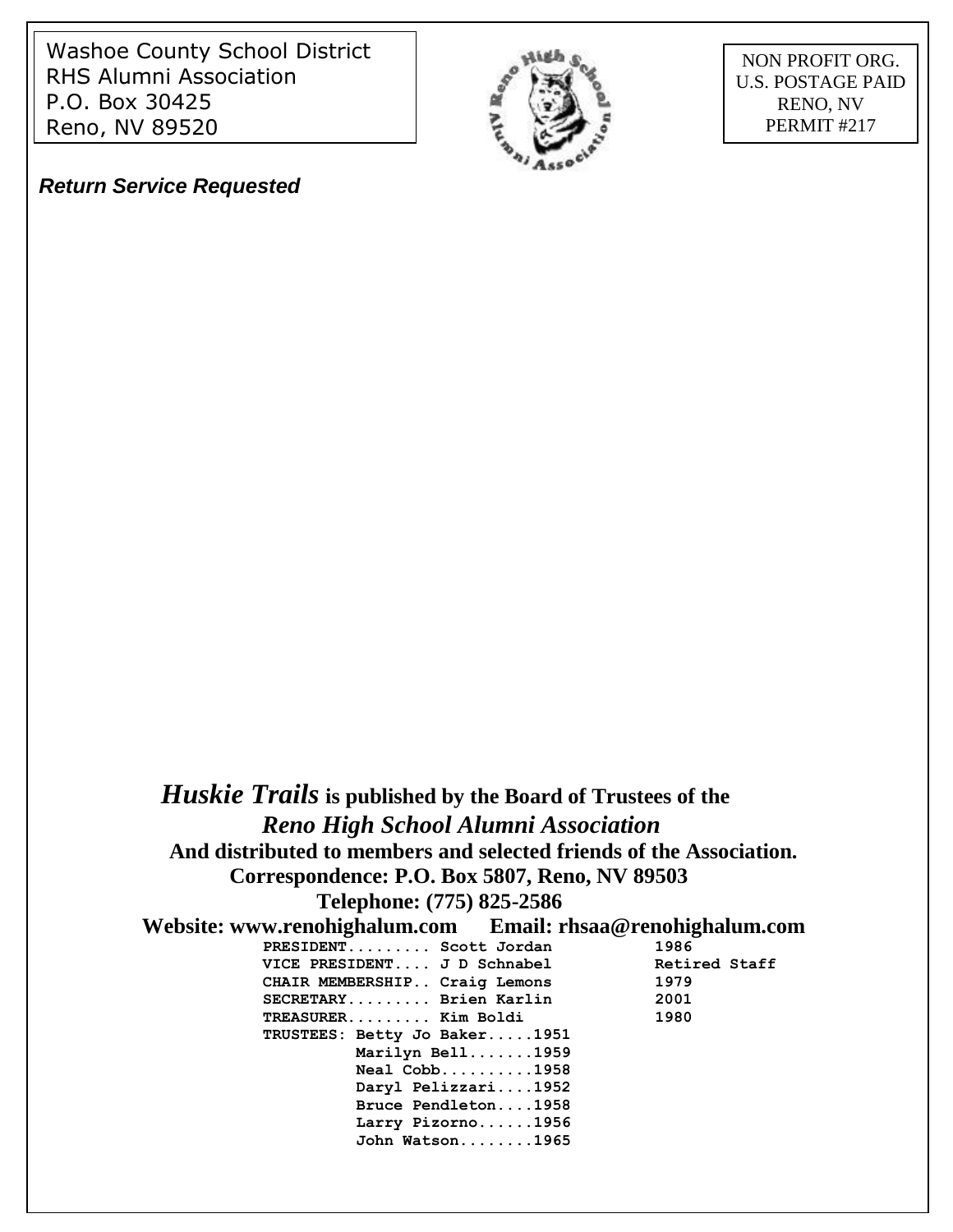Washoe County School District
RHS Alumni Association
P.O. Box 30425
Reno, NV 89520

NON PROFIT ORG.
U.S. POSTAGE PAID
RENO, NV
PERMIT #217

***Return Service Requested***

***Huskie Trails* is published by the Board of Trustees of the**
***Reno High School Alumni Association***
**And distributed to members and selected friends of the Association.**
**Correspondence: P.O. Box 5807, Reno, NV 89503**
**Telephone: (775) 825-2586**
**Website: www.renohighalum.com Email: rhsaa@renohighalum.com**

| | | |
|---|---|---|
| PRESIDENT | Scott Jordan | 1986 |
| VICE PRESIDENT | J D Schnabel | Retired Staff |
| CHAIR MEMBERSHIP | Craig Lemons | 1979 |
| SECRETARY | Brien Karlin | 2001 |
| TREASURER | Kim Boldi | 1980 |

TRUSTEES:
- Betty Jo Baker.....1951
- Marilyn Bell.......1959
- Neal Cobb..........1958
- Daryl Pelizzari....1952
- Bruce Pendleton....1958
- Larry Pizorno......1956
- John Watson........1965